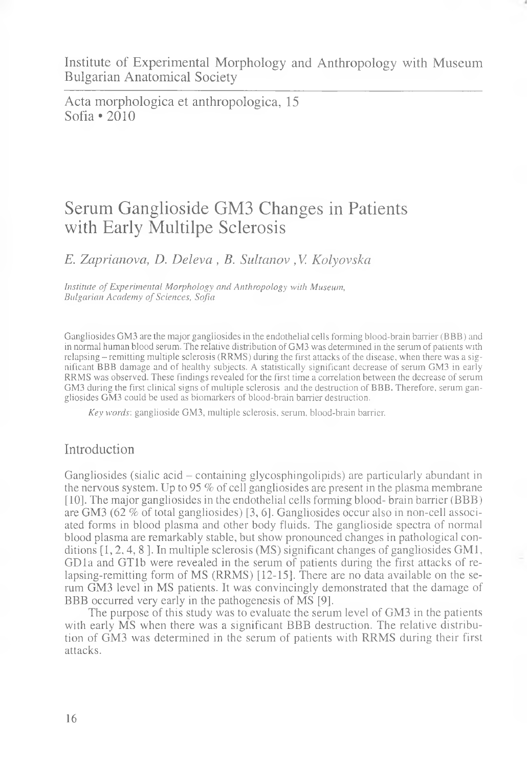Institute of Experimental Morphology and Anthropology with Museum
Bulgarian Anatomical Society

Acta morphologica et anthropologica, 15
Sofia • 2010

# Serum Ganglioside GM3 Changes in Patients with Early Multilpe Sclerosis

*E. Zaprianova, D. Deleva , B. Sultanov ,V. Kolyovska*

*Institute of Experimental Morphology and Anthropology with Museum, Bulgarian Academy of Sciences, Sofia*

Gangliosides GM3 are the major gangliosides in the endothelial cells forming blood-brain barrier (BBB) and in normal human blood serum. The relative distribution of GM3 was determined in the serum of patients with relapsing – remitting multiple sclerosis (RRMS) during the first attacks of the disease, when there was a significant BBB damage and of healthy subjects. A statistically significant decrease of serum GM3 in early RRMS was observed. These findings revealed for the first time a correlation between the decrease of serum GM3 during the first clinical signs of multiple sclerosis and the destruction of BBB. Therefore, serum gangliosides GM3 could be used as biomarkers of blood-brain barrier destruction.

*Key words*: ganglioside GM3, multiple sclerosis, serum, blood-brain barrier.

## Introduction

Gangliosides (sialic acid – containing glycosphingolipids) are particularly abundant in the nervous system. Up to 95 % of cell gangliosides are present in the plasma membrane [10]. The major gangliosides in the endothelial cells forming blood- brain barrier (BBB) are GM3 (62 % of total gangliosides) [3, 6]. Gangliosides occur also in non-cell associated forms in blood plasma and other body fluids. The ganglioside spectra of normal blood plasma are remarkably stable, but show pronounced changes in pathological conditions [1, 2, 4, 8 ]. In multiple sclerosis (MS) significant changes of gangliosides GM1, GD1a and GT1b were revealed in the serum of patients during the first attacks of relapsing-remitting form of MS (RRMS) [12-15]. There are no data available on the serum GM3 level in MS patients. It was convincingly demonstrated that the damage of BBB occurred very early in the pathogenesis of MS [9].

The purpose of this study was to evaluate the serum level of GM3 in the patients with early MS when there was a significant BBB destruction. The relative distribution of GM3 was determined in the serum of patients with RRMS during their first attacks.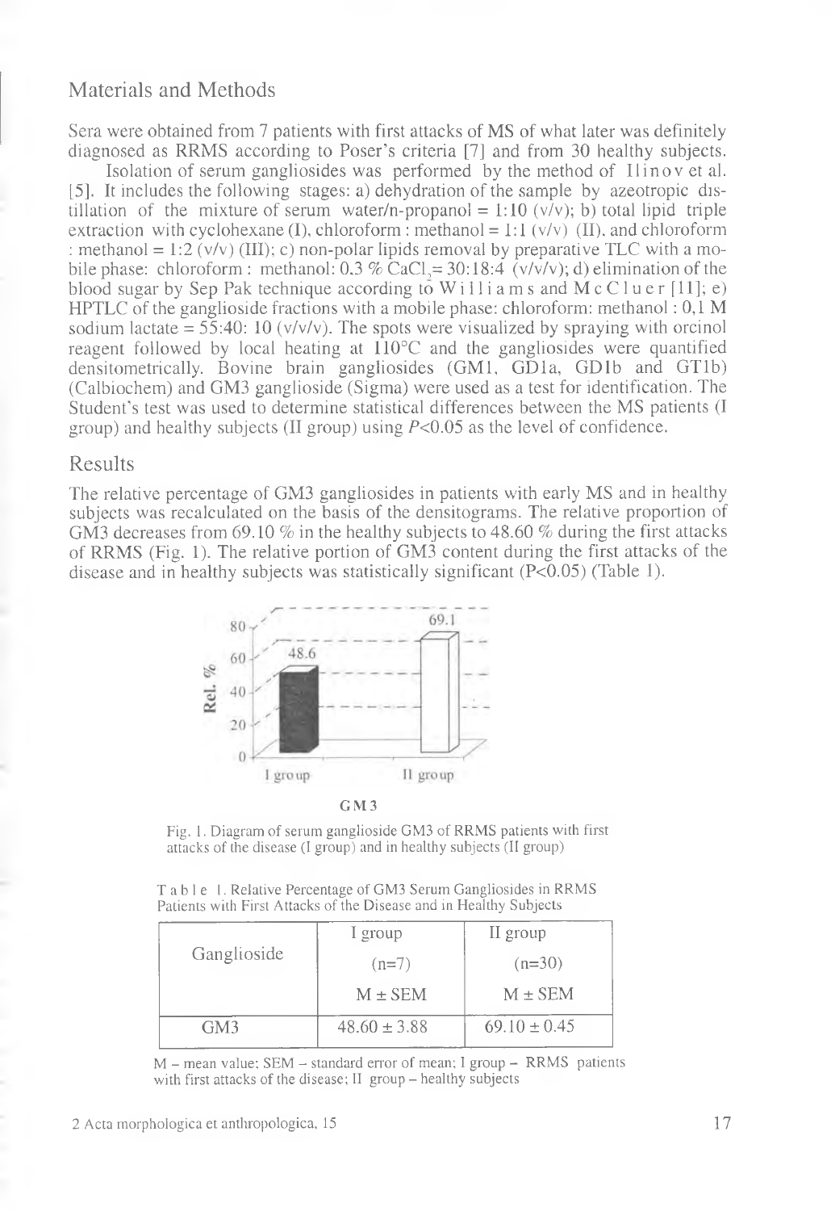## Materials and Methods

Sera were obtained from 7 patients with first attacks of MS of what later was definitely diagnosed as RRMS according to Poser's criteria [7] and from 30 healthy subjects.

Isolation of serum gangliosides was performed by the method of Ilinov et al. [5]. It includes the following stages: a) dehydration of the sample by azeotropic distillation of the mixture of serum water/n-propanol = 1:10 (v/v); b) total lipid triple extraction with cyclohexane (I), chloroform : methanol = 1:1 (v/v) (II), and chloroform : methanol = 1:2 (v/v) (III); c) non-polar lipids removal by preparative TLC with a mobile phase: chloroform : methanol: 0.3 % $CaCl_2$ = 30:18:4 (v/v/v); d) elimination of the blood sugar by Sep Pak technique according to Williams and McCluer [11]; e) HPTLC of the ganglioside fractions with a mobile phase: chloroform: methanol : 0,1 M sodium lactate = 55:40: 10 (v/v/v). The spots were visualized by spraying with orcinol reagent followed by local heating at 110°C and the gangliosides were quantified densitometrically. Bovine brain gangliosides (GM1, GD1a, GD1b and GT1b) (Calbiochem) and GM3 ganglioside (Sigma) were used as a test for identification. The Student's test was used to determine statistical differences between the MS patients (I group) and healthy subjects (II group) using $P<0.05$ as the level of confidence.

## Results

The relative percentage of GM3 gangliosides in patients with early MS and in healthy subjects was recalculated on the basis of the densitograms. The relative proportion of GM3 decreases from 69.10 % in the healthy subjects to 48.60 % during the first attacks of RRMS (Fig. 1). The relative portion of GM3 content during the first attacks of the disease and in healthy subjects was statistically significant (P<0.05) (Table 1).

Fig. 1. Diagram of serum ganglioside GM3 of RRMS patients with first attacks of the disease (I group) and in healthy subjects (II group)

Table 1. Relative Percentage of GM3 Serum Gangliosides in RRMS Patients with First Attacks of the Disease and in Healthy Subjects

| Ganglioside | I group (n=7) M ± SEM | II group (n=30) M ± SEM |
|---|---|---|
| GM3 | 48.60 ± 3.88 | 69.10 ± 0.45 |

M – mean value; SEM – standard error of mean; I group – RRMS patients with first attacks of the disease; II group – healthy subjects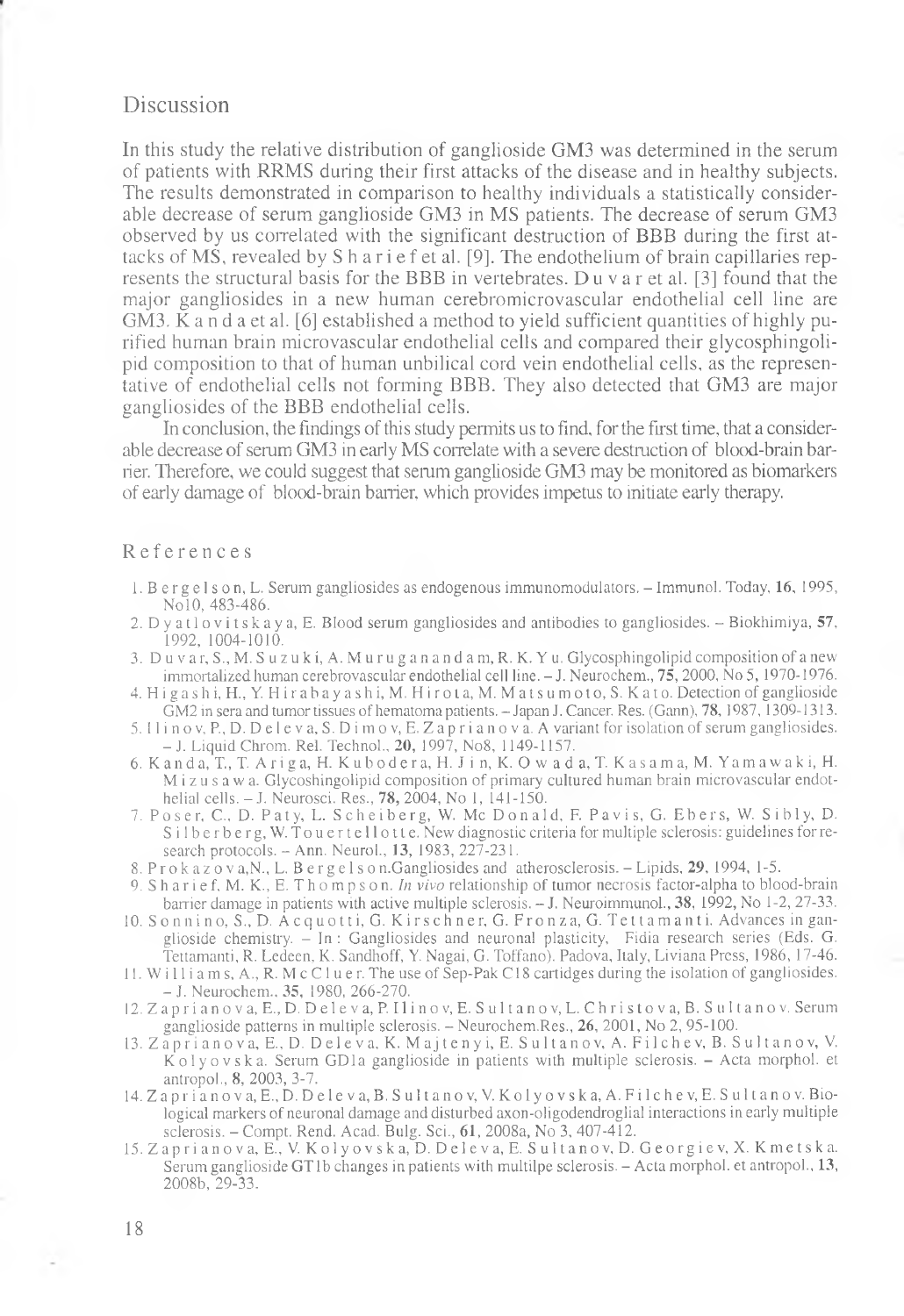## Discussion

In this study the relative distribution of ganglioside GM3 was determined in the serum of patients with RRMS during their first attacks of the disease and in healthy subjects. The results demonstrated in comparison to healthy individuals a statistically considerable decrease of serum ganglioside GM3 in MS patients. The decrease of serum GM3 observed by us correlated with the significant destruction of BBB during the first attacks of MS, revealed by Sharief et al. [9]. The endothelium of brain capillaries represents the structural basis for the BBB in vertebrates. Duvar et al. [3] found that the major gangliosides in a new human cerebromicrovascular endothelial cell line are GM3. Kanda et al. [6] established a method to yield sufficient quantities of highly purified human brain microvascular endothelial cells and compared their glycosphingolipid composition to that of human unbilical cord vein endothelial cells, as the representative of endothelial cells not forming BBB. They also detected that GM3 are major gangliosides of the BBB endothelial cells.

In conclusion, the findings of this study permits us to find, for the first time, that a considerable decrease of serum GM3 in early MS correlate with a severe destruction of blood-brain barrier. Therefore, we could suggest that serum ganglioside GM3 may be monitored as biomarkers of early damage of blood-brain barrier, which provides impetus to initiate early therapy.

## References

1. Bergelson, L. Serum gangliosides as endogenous immunomodulators. – Immunol. Today, **16**, 1995, No10, 483-486.
2. Dyatlovitskaya, E. Blood serum gangliosides and antibodies to gangliosides. – Biokhimiya, **57**, 1992, 1004-1010.
3. Duvar, S., M. Suzuki, A. Muruganandam, R. K. Yu. Glycosphingolipid composition of a new immortalized human cerebrovascular endothelial cell line. – J. Neurochem., **75**, 2000, No 5, 1970-1976.
4. Higashi, H., Y. Hirabayashi, M. Hirota, M. Matsumoto, S. Kato. Detection of ganglioside GM2 in sera and tumor tissues of hematoma patients. – Japan J. Cancer. Res. (Gann), **78**, 1987, 1309-1313.
5. Ilinov, P., D. Deleva, S. Dimov, E. Zaprianova. A variant for isolation of serum gangliosides. – J. Liquid Chrom. Rel. Technol., **20**, 1997, No8, 1149-1157.
6. Kanda, T., T. Ariga, H. Kubodera, H. Jin, K. Owada, T. Kasama, M. Yamawaki, H. Mizusawa. Glycoshingolipid composition of primary cultured human brain microvascular endothelial cells. – J. Neurosci. Res., **78,** 2004, No 1, 141-150.
7. Poser, C., D. Paty, L. Scheiberg, W. Mc Donald, F. Pavis, G. Ebers, W. Sibly, D. Silberberg, W. Touertellotte. New diagnostic criteria for multiple sclerosis: guidelines for research protocols. – Ann. Neurol., **13**, 1983, 227-231.
8. Prokazova, N., L. Bergelson. Gangliosides and atherosclerosis. – Lipids, **29**, 1994, 1-5.
9. Sharief, M. K., E. Thompson. *In vivo* relationship of tumor necrosis factor-alpha to blood-brain barrier damage in patients with active multiple sclerosis. – J. Neuroimmunol., **38**, 1992, No 1-2, 27-33.
10. Sonnino, S., D. Acquotti, G. Kirschner, G. Fronza, G. Tettamanti. Advances in ganglioside chemistry. – In: Gangliosides and neuronal plasticity, Fidia research series (Eds. G. Tettamanti, R. Ledeen, K. Sandhoff, Y. Nagai, G. Toffano). Padova, Italy, Liviana Press, 1986, 17-46.
11. Williams, A., R. McCluer. The use of Sep-Pak C18 cartidges during the isolation of gangliosides. – J. Neurochem., **35**, 1980, 266-270.
12. Zaprianova, E., D. Deleva, P. Ilinov, E. Sultanov, L. Christova, B. Sultanov. Serum ganglioside patterns in multiple sclerosis. – Neurochem.Res., **26**, 2001, No 2, 95-100.
13. Zaprianova, E., D. Deleva, K. Majtenyi, E. Sultanov, A. Filchev, B. Sultanov, V. Kolyovska. Serum GD1a ganglioside in patients with multiple sclerosis. – Acta morphol. et antropol., **8**, 2003, 3-7.
14. Zaprianova, E., D. Deleva, B. Sultanov, V. Kolyovska, A. Filchev, E. Sultanov. Biological markers of neuronal damage and disturbed axon-oligodendroglial interactions in early multiple sclerosis. – Compt. Rend. Acad. Bulg. Sci., **61**, 2008a, No 3, 407-412.
15. Zaprianova, E., V. Kolyovska, D. Deleva, E. Sultanov, D. Georgiev, X. Kmetska. Serum ganglioside GT1b changes in patients with multilpe sclerosis. – Acta morphol. et antropol., **13**, 2008b, 29-33.